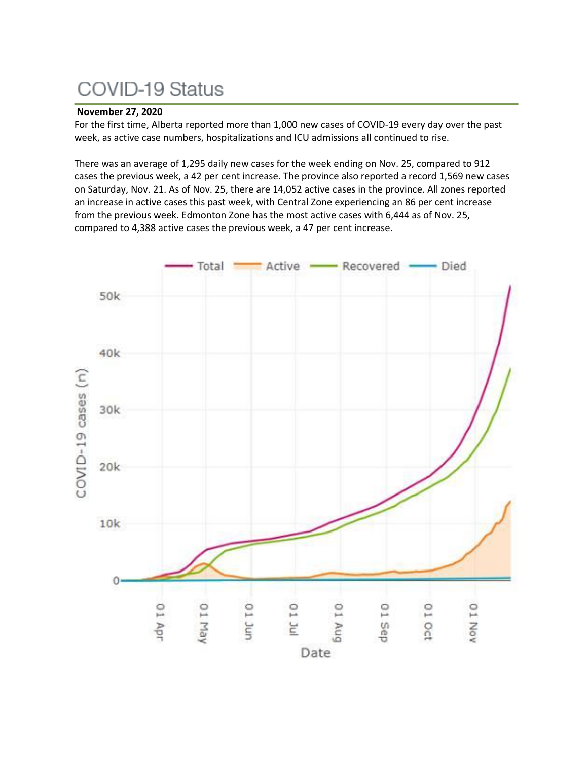# COVID-19 Status

**November 27, 2020**

For the first time, Alberta reported more than 1,000 new cases of COVID-19 every day over the past week, as active case numbers, hospitalizations and ICU admissions all continued to rise.

There was an average of 1,295 daily new cases for the week ending on Nov. 25, compared to 912 cases the previous week, a 42 per cent increase. The province also reported a record 1,569 new cases on Saturday, Nov. 21. As of Nov. 25, there are 14,052 active cases in the province. All zones reported an increase in active cases this past week, with Central Zone experiencing an 86 per cent increase from the previous week. Edmonton Zone has the most active cases with 6,444 as of Nov. 25, compared to 4,388 active cases the previous week, a 47 per cent increase.

Total Active Recovered Died

COVID-19 cases (n)

50k
40k
30k
20k
10k
0

01 Apr
01 May
01 Jun
01 Jul
01 Aug
01 Sep
01 Oct
01 Nov

Date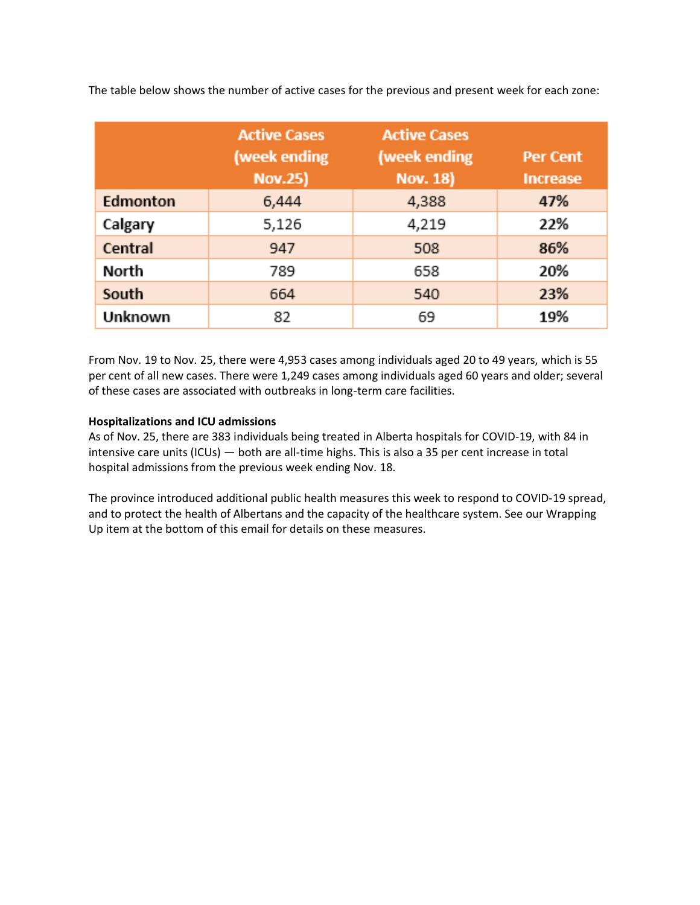The table below shows the number of active cases for the previous and present week for each zone:

| | Active Cases (week ending Nov.25) | Active Cases (week ending Nov. 18) | Per Cent Increase |
|---|---|---|---|
| **Edmonton** | 6,444 | 4,388 | **47%** |
| **Calgary** | 5,126 | 4,219 | **22%** |
| **Central** | 947 | 508 | **86%** |
| **North** | 789 | 658 | **20%** |
| **South** | 664 | 540 | **23%** |
| **Unknown** | 82 | 69 | **19%** |

From Nov. 19 to Nov. 25, there were 4,953 cases among individuals aged 20 to 49 years, which is 55 per cent of all new cases. There were 1,249 cases among individuals aged 60 years and older; several of these cases are associated with outbreaks in long-term care facilities.

**Hospitalizations and ICU admissions**

As of Nov. 25, there are 383 individuals being treated in Alberta hospitals for COVID-19, with 84 in intensive care units (ICUs) — both are all-time highs. This is also a 35 per cent increase in total hospital admissions from the previous week ending Nov. 18.

The province introduced additional public health measures this week to respond to COVID-19 spread, and to protect the health of Albertans and the capacity of the healthcare system. See our Wrapping Up item at the bottom of this email for details on these measures.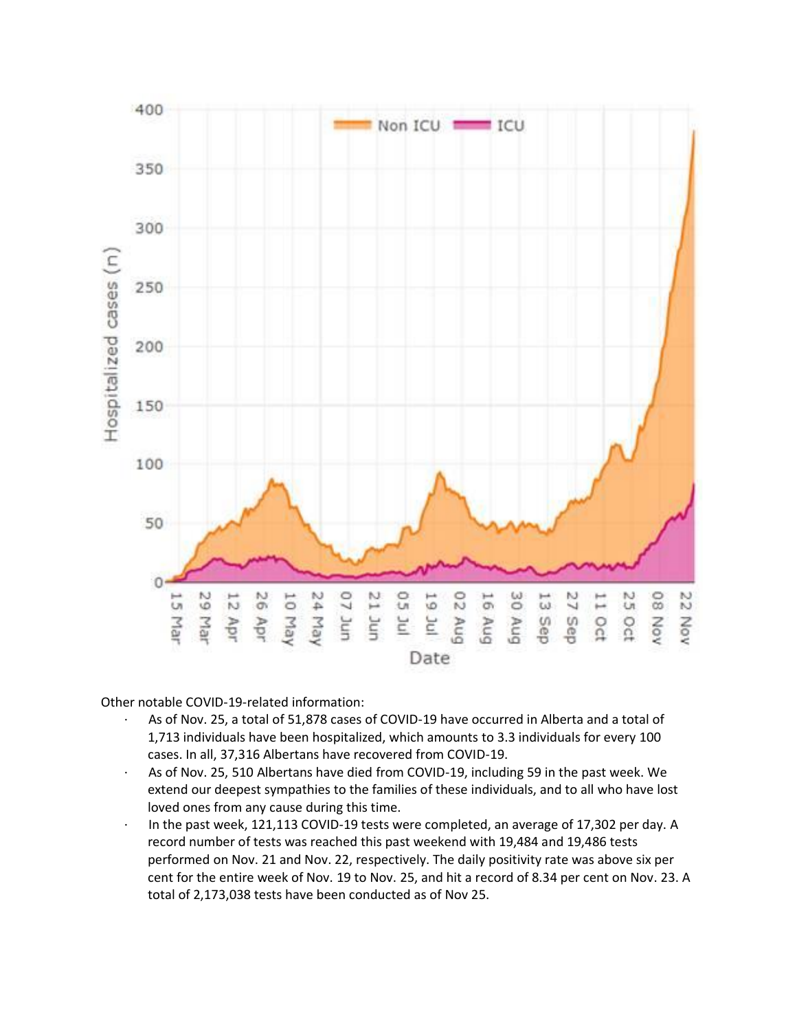400

350

300

250

200

150

100

50

0

Non ICU

ICU

Hospitalized cases (n)

15 Mar
29 Mar
12 Apr
26 Apr
10 May
24 May
07 Jun
21 Jun
05 Jul
19 Jul
02 Aug
16 Aug
30 Aug
13 Sep
27 Sep
11 Oct
25 Oct
08 Nov
22 Nov

Date

Other notable COVID-19-related information:

- As of Nov. 25, a total of 51,878 cases of COVID-19 have occurred in Alberta and a total of 1,713 individuals have been hospitalized, which amounts to 3.3 individuals for every 100 cases. In all, 37,316 Albertans have recovered from COVID-19.
- As of Nov. 25, 510 Albertans have died from COVID-19, including 59 in the past week. We extend our deepest sympathies to the families of these individuals, and to all who have lost loved ones from any cause during this time.
- In the past week, 121,113 COVID-19 tests were completed, an average of 17,302 per day. A record number of tests was reached this past weekend with 19,484 and 19,486 tests performed on Nov. 21 and Nov. 22, respectively. The daily positivity rate was above six per cent for the entire week of Nov. 19 to Nov. 25, and hit a record of 8.34 per cent on Nov. 23. A total of 2,173,038 tests have been conducted as of Nov 25.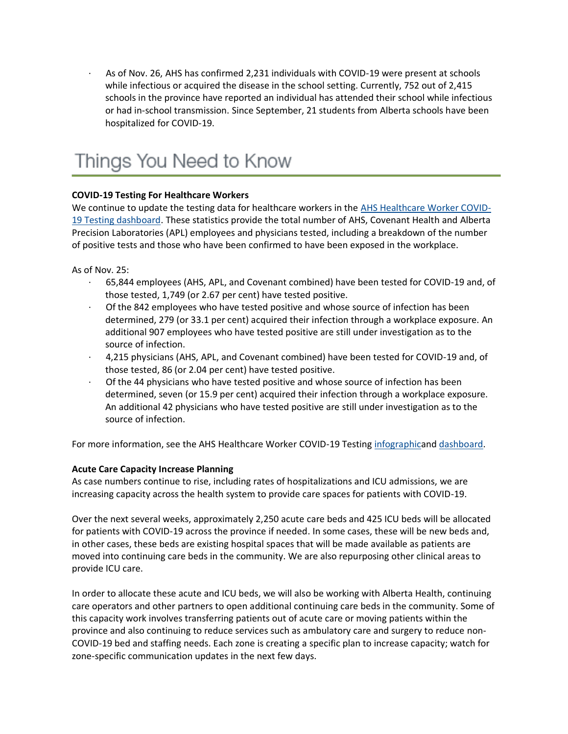- As of Nov. 26, AHS has confirmed 2,231 individuals with COVID-19 were present at schools while infectious or acquired the disease in the school setting. Currently, 752 out of 2,415 schools in the province have reported an individual has attended their school while infectious or had in-school transmission. Since September, 21 students from Alberta schools have been hospitalized for COVID-19.

# Things You Need to Know

**COVID-19 Testing For Healthcare Workers**

We continue to update the testing data for healthcare workers in the AHS Healthcare Worker COVID-19 Testing dashboard. These statistics provide the total number of AHS, Covenant Health and Alberta Precision Laboratories (APL) employees and physicians tested, including a breakdown of the number of positive tests and those who have been confirmed to have been exposed in the workplace.

As of Nov. 25:

- 65,844 employees (AHS, APL, and Covenant combined) have been tested for COVID-19 and, of those tested, 1,749 (or 2.67 per cent) have tested positive.
- Of the 842 employees who have tested positive and whose source of infection has been determined, 279 (or 33.1 per cent) acquired their infection through a workplace exposure. An additional 907 employees who have tested positive are still under investigation as to the source of infection.
- 4,215 physicians (AHS, APL, and Covenant combined) have been tested for COVID-19 and, of those tested, 86 (or 2.04 per cent) have tested positive.
- Of the 44 physicians who have tested positive and whose source of infection has been determined, seven (or 15.9 per cent) acquired their infection through a workplace exposure. An additional 42 physicians who have tested positive are still under investigation as to the source of infection.

For more information, see the AHS Healthcare Worker COVID-19 Testing infographicand dashboard.

**Acute Care Capacity Increase Planning**

As case numbers continue to rise, including rates of hospitalizations and ICU admissions, we are increasing capacity across the health system to provide care spaces for patients with COVID-19.

Over the next several weeks, approximately 2,250 acute care beds and 425 ICU beds will be allocated for patients with COVID-19 across the province if needed. In some cases, these will be new beds and, in other cases, these beds are existing hospital spaces that will be made available as patients are moved into continuing care beds in the community. We are also repurposing other clinical areas to provide ICU care.

In order to allocate these acute and ICU beds, we will also be working with Alberta Health, continuing care operators and other partners to open additional continuing care beds in the community. Some of this capacity work involves transferring patients out of acute care or moving patients within the province and also continuing to reduce services such as ambulatory care and surgery to reduce non-COVID-19 bed and staffing needs. Each zone is creating a specific plan to increase capacity; watch for zone-specific communication updates in the next few days.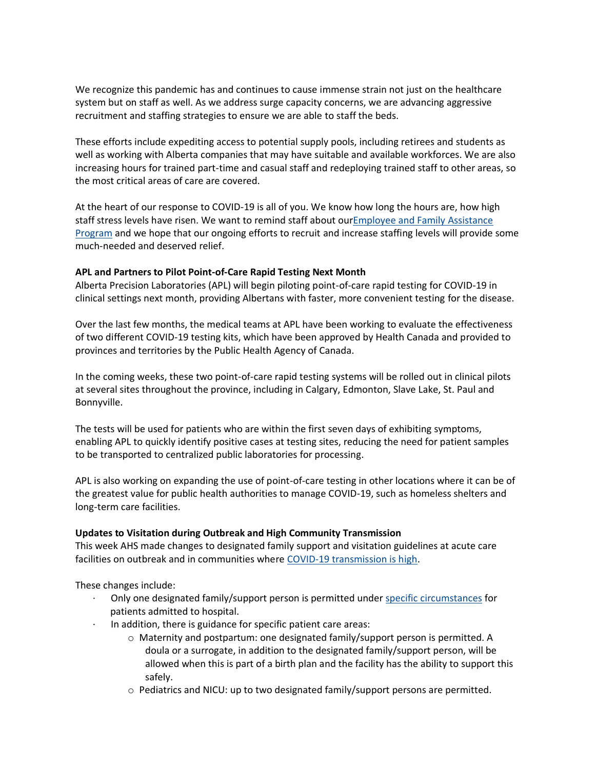We recognize this pandemic has and continues to cause immense strain not just on the healthcare system but on staff as well. As we address surge capacity concerns, we are advancing aggressive recruitment and staffing strategies to ensure we are able to staff the beds.

These efforts include expediting access to potential supply pools, including retirees and students as well as working with Alberta companies that may have suitable and available workforces. We are also increasing hours for trained part-time and casual staff and redeploying trained staff to other areas, so the most critical areas of care are covered.

At the heart of our response to COVID-19 is all of you. We know how long the hours are, how high staff stress levels have risen. We want to remind staff about ourEmployee and Family Assistance Program and we hope that our ongoing efforts to recruit and increase staffing levels will provide some much-needed and deserved relief.

**APL and Partners to Pilot Point-of-Care Rapid Testing Next Month**

Alberta Precision Laboratories (APL) will begin piloting point-of-care rapid testing for COVID-19 in clinical settings next month, providing Albertans with faster, more convenient testing for the disease.

Over the last few months, the medical teams at APL have been working to evaluate the effectiveness of two different COVID-19 testing kits, which have been approved by Health Canada and provided to provinces and territories by the Public Health Agency of Canada.

In the coming weeks, these two point-of-care rapid testing systems will be rolled out in clinical pilots at several sites throughout the province, including in Calgary, Edmonton, Slave Lake, St. Paul and Bonnyville.

The tests will be used for patients who are within the first seven days of exhibiting symptoms, enabling APL to quickly identify positive cases at testing sites, reducing the need for patient samples to be transported to centralized public laboratories for processing.

APL is also working on expanding the use of point-of-care testing in other locations where it can be of the greatest value for public health authorities to manage COVID-19, such as homeless shelters and long-term care facilities.

**Updates to Visitation during Outbreak and High Community Transmission**

This week AHS made changes to designated family support and visitation guidelines at acute care facilities on outbreak and in communities where COVID-19 transmission is high.

These changes include:

- Only one designated family/support person is permitted under specific circumstances for patients admitted to hospital.
- In addition, there is guidance for specific patient care areas:
  - Maternity and postpartum: one designated family/support person is permitted. A doula or a surrogate, in addition to the designated family/support person, will be allowed when this is part of a birth plan and the facility has the ability to support this safely.
  - Pediatrics and NICU: up to two designated family/support persons are permitted.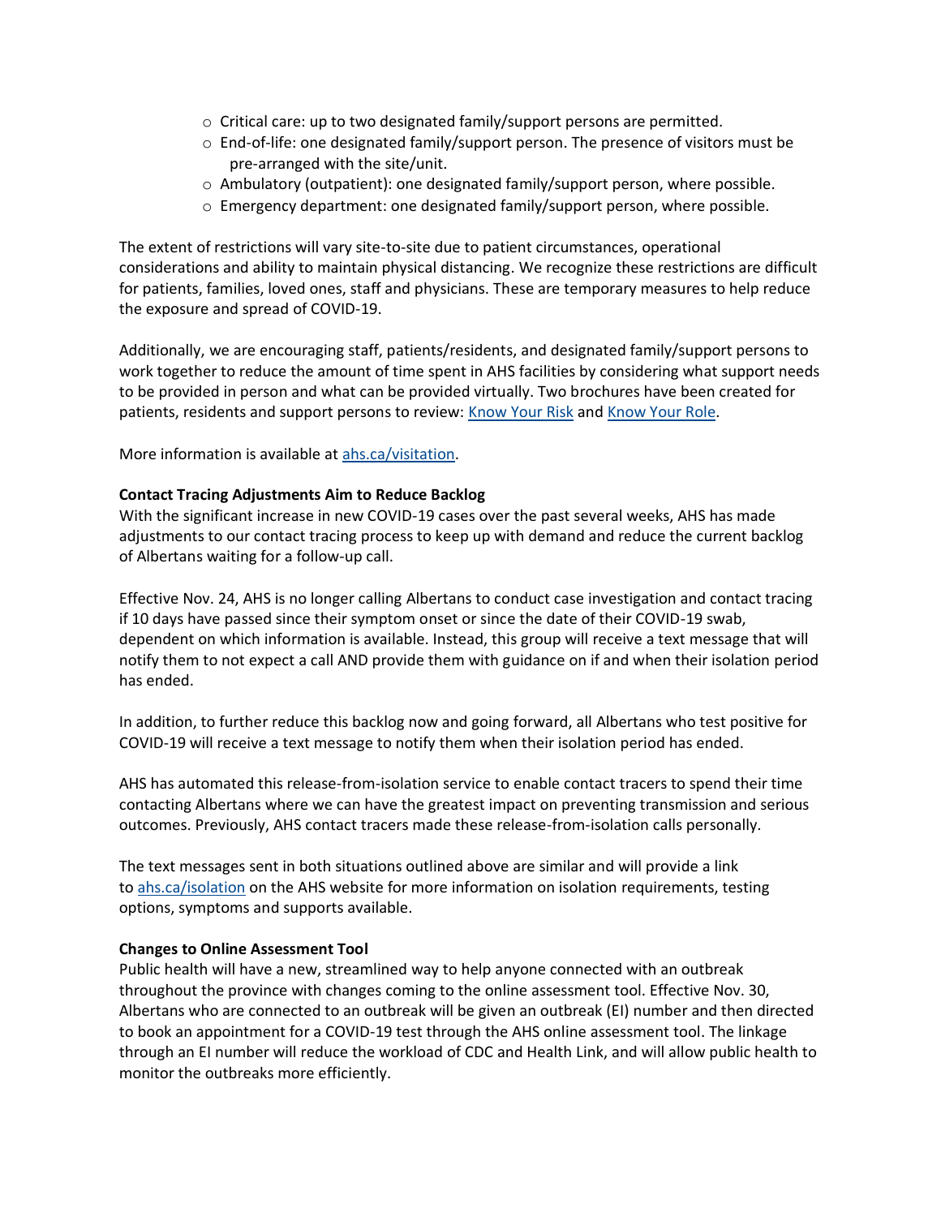- Critical care: up to two designated family/support persons are permitted.
- End-of-life: one designated family/support person. The presence of visitors must be pre-arranged with the site/unit.
- Ambulatory (outpatient): one designated family/support person, where possible.
- Emergency department: one designated family/support person, where possible.

The extent of restrictions will vary site-to-site due to patient circumstances, operational considerations and ability to maintain physical distancing. We recognize these restrictions are difficult for patients, families, loved ones, staff and physicians. These are temporary measures to help reduce the exposure and spread of COVID-19.

Additionally, we are encouraging staff, patients/residents, and designated family/support persons to work together to reduce the amount of time spent in AHS facilities by considering what support needs to be provided in person and what can be provided virtually. Two brochures have been created for patients, residents and support persons to review: Know Your Risk and Know Your Role.

More information is available at ahs.ca/visitation.

**Contact Tracing Adjustments Aim to Reduce Backlog**

With the significant increase in new COVID-19 cases over the past several weeks, AHS has made adjustments to our contact tracing process to keep up with demand and reduce the current backlog of Albertans waiting for a follow-up call.

Effective Nov. 24, AHS is no longer calling Albertans to conduct case investigation and contact tracing if 10 days have passed since their symptom onset or since the date of their COVID-19 swab, dependent on which information is available. Instead, this group will receive a text message that will notify them to not expect a call AND provide them with guidance on if and when their isolation period has ended.

In addition, to further reduce this backlog now and going forward, all Albertans who test positive for COVID-19 will receive a text message to notify them when their isolation period has ended.

AHS has automated this release-from-isolation service to enable contact tracers to spend their time contacting Albertans where we can have the greatest impact on preventing transmission and serious outcomes. Previously, AHS contact tracers made these release-from-isolation calls personally.

The text messages sent in both situations outlined above are similar and will provide a link to ahs.ca/isolation on the AHS website for more information on isolation requirements, testing options, symptoms and supports available.

**Changes to Online Assessment Tool**

Public health will have a new, streamlined way to help anyone connected with an outbreak throughout the province with changes coming to the online assessment tool. Effective Nov. 30, Albertans who are connected to an outbreak will be given an outbreak (EI) number and then directed to book an appointment for a COVID-19 test through the AHS online assessment tool. The linkage through an EI number will reduce the workload of CDC and Health Link, and will allow public health to monitor the outbreaks more efficiently.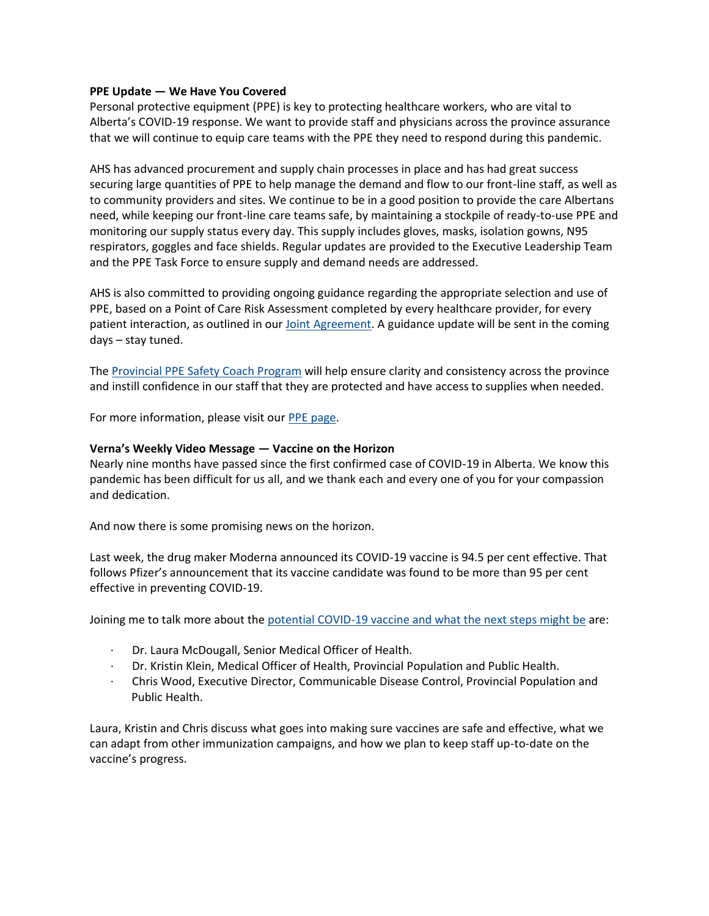**PPE Update — We Have You Covered**

Personal protective equipment (PPE) is key to protecting healthcare workers, who are vital to Alberta's COVID-19 response. We want to provide staff and physicians across the province assurance that we will continue to equip care teams with the PPE they need to respond during this pandemic.

AHS has advanced procurement and supply chain processes in place and has had great success securing large quantities of PPE to help manage the demand and flow to our front-line staff, as well as to community providers and sites. We continue to be in a good position to provide the care Albertans need, while keeping our front-line care teams safe, by maintaining a stockpile of ready-to-use PPE and monitoring our supply status every day. This supply includes gloves, masks, isolation gowns, N95 respirators, goggles and face shields. Regular updates are provided to the Executive Leadership Team and the PPE Task Force to ensure supply and demand needs are addressed.

AHS is also committed to providing ongoing guidance regarding the appropriate selection and use of PPE, based on a Point of Care Risk Assessment completed by every healthcare provider, for every patient interaction, as outlined in our Joint Agreement. A guidance update will be sent in the coming days – stay tuned.

The Provincial PPE Safety Coach Program will help ensure clarity and consistency across the province and instill confidence in our staff that they are protected and have access to supplies when needed.

For more information, please visit our PPE page.

**Verna's Weekly Video Message — Vaccine on the Horizon**

Nearly nine months have passed since the first confirmed case of COVID-19 in Alberta. We know this pandemic has been difficult for us all, and we thank each and every one of you for your compassion and dedication.

And now there is some promising news on the horizon.

Last week, the drug maker Moderna announced its COVID-19 vaccine is 94.5 per cent effective. That follows Pfizer's announcement that its vaccine candidate was found to be more than 95 per cent effective in preventing COVID-19.

Joining me to talk more about the potential COVID-19 vaccine and what the next steps might be are:

- Dr. Laura McDougall, Senior Medical Officer of Health.
- Dr. Kristin Klein, Medical Officer of Health, Provincial Population and Public Health.
- Chris Wood, Executive Director, Communicable Disease Control, Provincial Population and Public Health.

Laura, Kristin and Chris discuss what goes into making sure vaccines are safe and effective, what we can adapt from other immunization campaigns, and how we plan to keep staff up-to-date on the vaccine's progress.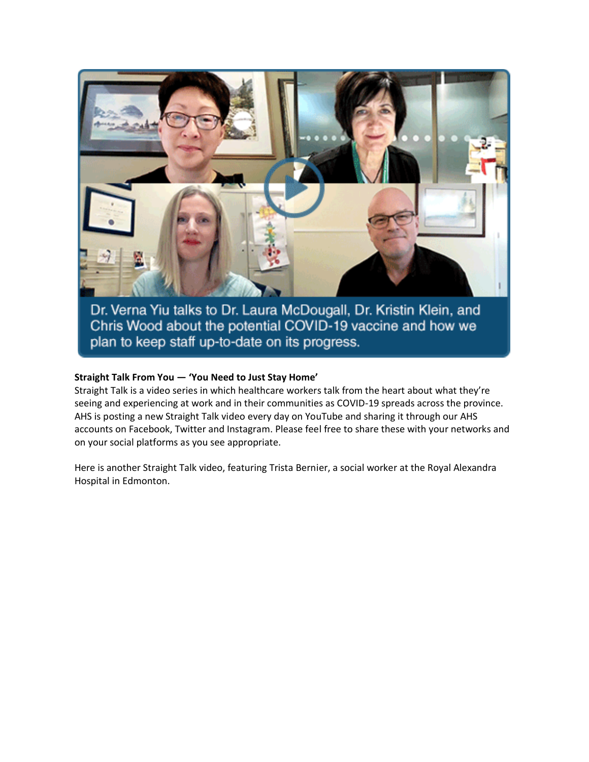Dr. Verna Yiu talks to Dr. Laura McDougall, Dr. Kristin Klein, and Chris Wood about the potential COVID-19 vaccine and how we plan to keep staff up-to-date on its progress.

**Straight Talk From You — 'You Need to Just Stay Home'**

Straight Talk is a video series in which healthcare workers talk from the heart about what they're seeing and experiencing at work and in their communities as COVID-19 spreads across the province. AHS is posting a new Straight Talk video every day on YouTube and sharing it through our AHS accounts on Facebook, Twitter and Instagram. Please feel free to share these with your networks and on your social platforms as you see appropriate.

Here is another Straight Talk video, featuring Trista Bernier, a social worker at the Royal Alexandra Hospital in Edmonton.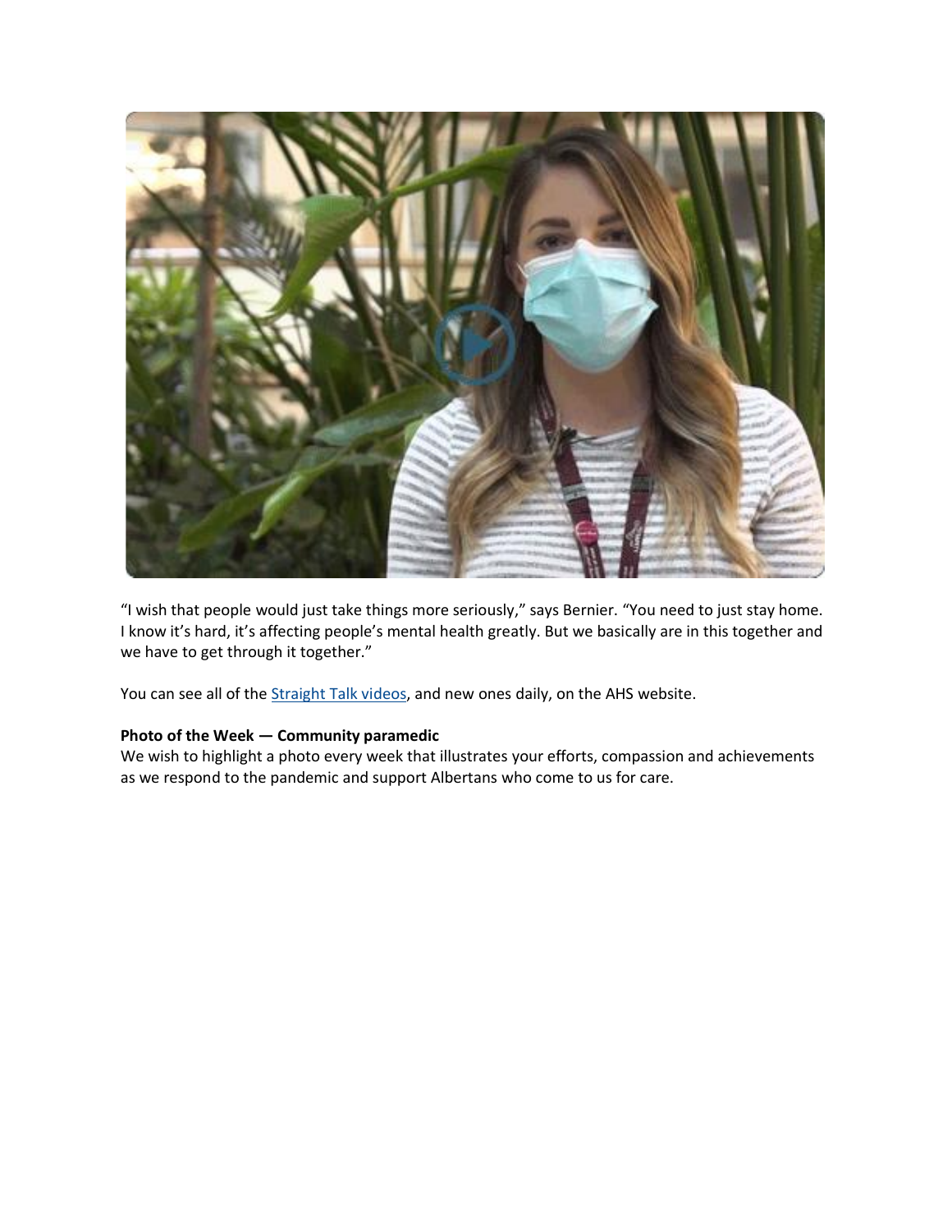"I wish that people would just take things more seriously," says Bernier. "You need to just stay home. I know it's hard, it's affecting people's mental health greatly. But we basically are in this together and we have to get through it together."

You can see all of the Straight Talk videos, and new ones daily, on the AHS website.

**Photo of the Week — Community paramedic**

We wish to highlight a photo every week that illustrates your efforts, compassion and achievements as we respond to the pandemic and support Albertans who come to us for care.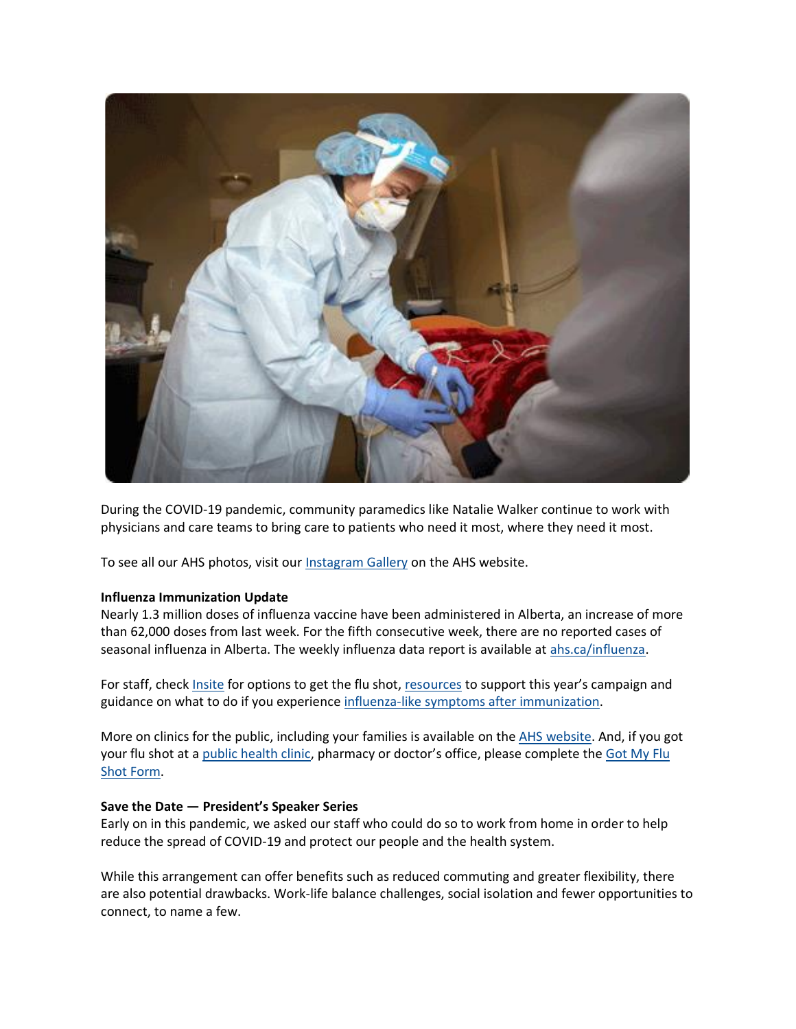During the COVID-19 pandemic, community paramedics like Natalie Walker continue to work with physicians and care teams to bring care to patients who need it most, where they need it most.

To see all our AHS photos, visit our Instagram Gallery on the AHS website.

**Influenza Immunization Update**
Nearly 1.3 million doses of influenza vaccine have been administered in Alberta, an increase of more than 62,000 doses from last week. For the fifth consecutive week, there are no reported cases of seasonal influenza in Alberta. The weekly influenza data report is available at ahs.ca/influenza.

For staff, check Insite for options to get the flu shot, resources to support this year's campaign and guidance on what to do if you experience influenza-like symptoms after immunization.

More on clinics for the public, including your families is available on the AHS website. And, if you got your flu shot at a public health clinic, pharmacy or doctor's office, please complete the Got My Flu Shot Form.

**Save the Date — President's Speaker Series**
Early on in this pandemic, we asked our staff who could do so to work from home in order to help reduce the spread of COVID-19 and protect our people and the health system.

While this arrangement can offer benefits such as reduced commuting and greater flexibility, there are also potential drawbacks. Work-life balance challenges, social isolation and fewer opportunities to connect, to name a few.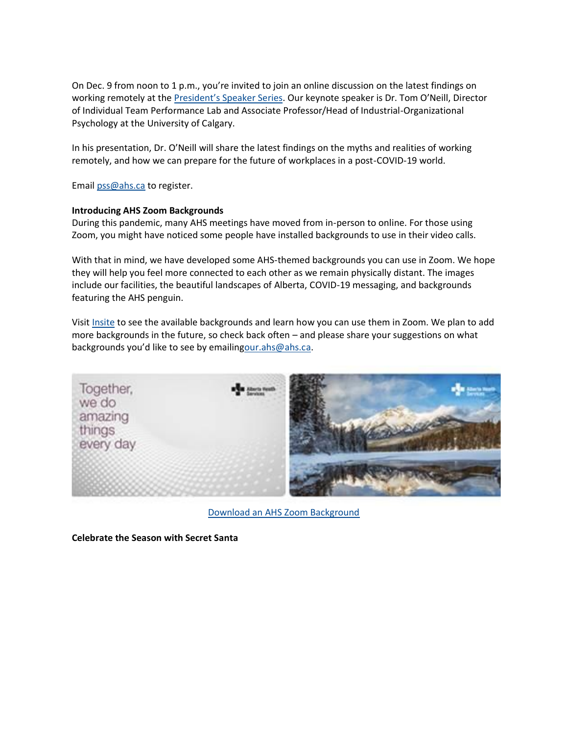On Dec. 9 from noon to 1 p.m., you're invited to join an online discussion on the latest findings on working remotely at the President's Speaker Series. Our keynote speaker is Dr. Tom O'Neill, Director of Individual Team Performance Lab and Associate Professor/Head of Industrial-Organizational Psychology at the University of Calgary.

In his presentation, Dr. O'Neill will share the latest findings on the myths and realities of working remotely, and how we can prepare for the future of workplaces in a post-COVID-19 world.

Email pss@ahs.ca to register.

**Introducing AHS Zoom Backgrounds**

During this pandemic, many AHS meetings have moved from in-person to online. For those using Zoom, you might have noticed some people have installed backgrounds to use in their video calls.

With that in mind, we have developed some AHS-themed backgrounds you can use in Zoom. We hope they will help you feel more connected to each other as we remain physically distant. The images include our facilities, the beautiful landscapes of Alberta, COVID-19 messaging, and backgrounds featuring the AHS penguin.

Visit Insite to see the available backgrounds and learn how you can use them in Zoom. We plan to add more backgrounds in the future, so check back often – and please share your suggestions on what backgrounds you'd like to see by emailingour.ahs@ahs.ca.

Together, we do amazing things every day

Download an AHS Zoom Background

**Celebrate the Season with Secret Santa**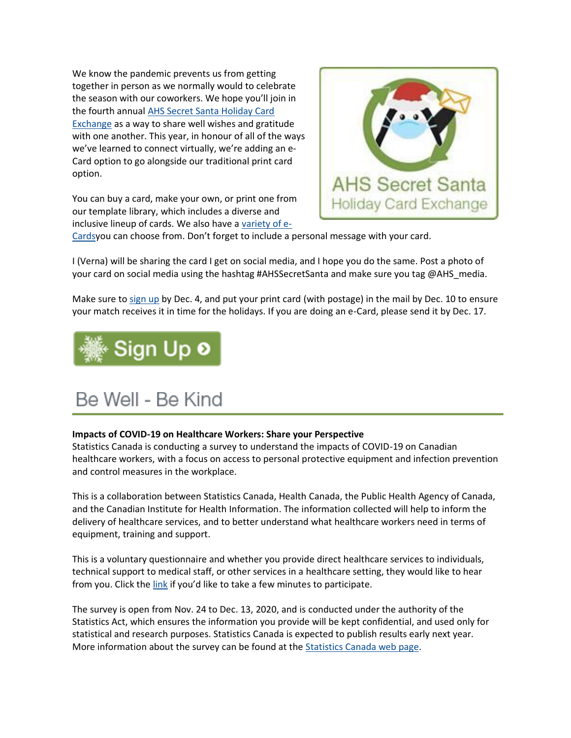We know the pandemic prevents us from getting together in person as we normally would to celebrate the season with our coworkers. We hope you'll join in the fourth annual AHS Secret Santa Holiday Card Exchange as a way to share well wishes and gratitude with one another. This year, in honour of all of the ways we've learned to connect virtually, we're adding an e-Card option to go alongside our traditional print card option.

You can buy a card, make your own, or print one from our template library, which includes a diverse and inclusive lineup of cards. We also have a variety of e-Cardsyou can choose from. Don't forget to include a personal message with your card.

I (Verna) will be sharing the card I get on social media, and I hope you do the same. Post a photo of your card on social media using the hashtag #AHSSecretSanta and make sure you tag @AHS_media.

Make sure to sign up by Dec. 4, and put your print card (with postage) in the mail by Dec. 10 to ensure your match receives it in time for the holidays. If you are doing an e-Card, please send it by Dec. 17.

Sign Up

# Be Well - Be Kind

**Impacts of COVID-19 on Healthcare Workers: Share your Perspective**

Statistics Canada is conducting a survey to understand the impacts of COVID-19 on Canadian healthcare workers, with a focus on access to personal protective equipment and infection prevention and control measures in the workplace.

This is a collaboration between Statistics Canada, Health Canada, the Public Health Agency of Canada, and the Canadian Institute for Health Information. The information collected will help to inform the delivery of healthcare services, and to better understand what healthcare workers need in terms of equipment, training and support.

This is a voluntary questionnaire and whether you provide direct healthcare services to individuals, technical support to medical staff, or other services in a healthcare setting, they would like to hear from you. Click the link if you'd like to take a few minutes to participate.

The survey is open from Nov. 24 to Dec. 13, 2020, and is conducted under the authority of the Statistics Act, which ensures the information you provide will be kept confidential, and used only for statistical and research purposes. Statistics Canada is expected to publish results early next year. More information about the survey can be found at the Statistics Canada web page.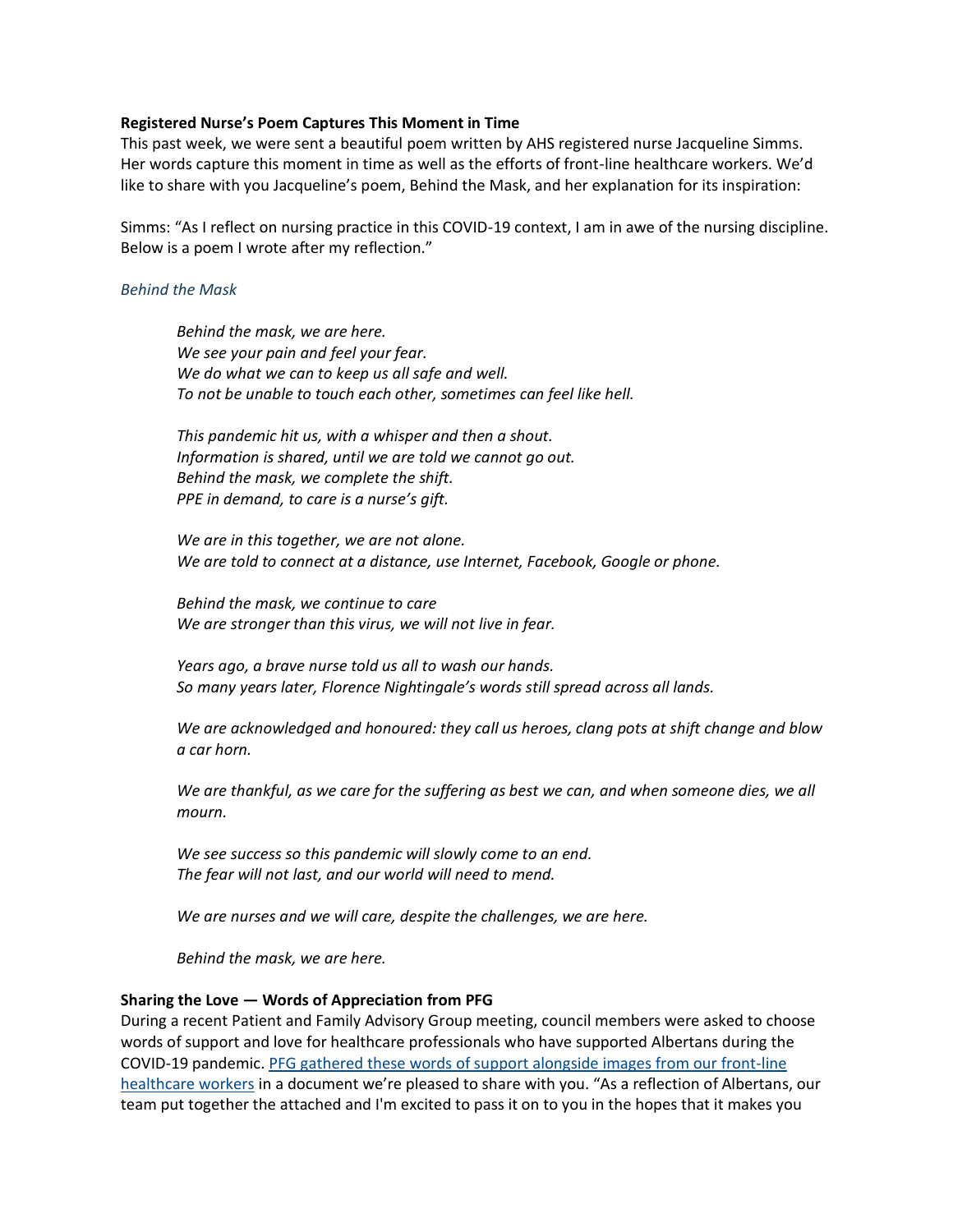**Registered Nurse's Poem Captures This Moment in Time**

This past week, we were sent a beautiful poem written by AHS registered nurse Jacqueline Simms. Her words capture this moment in time as well as the efforts of front-line healthcare workers. We'd like to share with you Jacqueline's poem, Behind the Mask, and her explanation for its inspiration:

Simms: "As I reflect on nursing practice in this COVID-19 context, I am in awe of the nursing discipline. Below is a poem I wrote after my reflection."

*Behind the Mask*

> *Behind the mask, we are here.*
> *We see your pain and feel your fear.*
> *We do what we can to keep us all safe and well.*
> *To not be unable to touch each other, sometimes can feel like hell.*
>
> *This pandemic hit us, with a whisper and then a shout.*
> *Information is shared, until we are told we cannot go out.*
> *Behind the mask, we complete the shift.*
> *PPE in demand, to care is a nurse's gift.*
>
> *We are in this together, we are not alone.*
> *We are told to connect at a distance, use Internet, Facebook, Google or phone.*
>
> *Behind the mask, we continue to care*
> *We are stronger than this virus, we will not live in fear.*
>
> *Years ago, a brave nurse told us all to wash our hands.*
> *So many years later, Florence Nightingale's words still spread across all lands.*
>
> *We are acknowledged and honoured: they call us heroes, clang pots at shift change and blow a car horn.*
>
> *We are thankful, as we care for the suffering as best we can, and when someone dies, we all mourn.*
>
> *We see success so this pandemic will slowly come to an end.*
> *The fear will not last, and our world will need to mend.*
>
> *We are nurses and we will care, despite the challenges, we are here.*
>
> *Behind the mask, we are here.*

**Sharing the Love — Words of Appreciation from PFG**

During a recent Patient and Family Advisory Group meeting, council members were asked to choose words of support and love for healthcare professionals who have supported Albertans during the COVID-19 pandemic. PFG gathered these words of support alongside images from our front-line healthcare workers in a document we're pleased to share with you. "As a reflection of Albertans, our team put together the attached and I'm excited to pass it on to you in the hopes that it makes you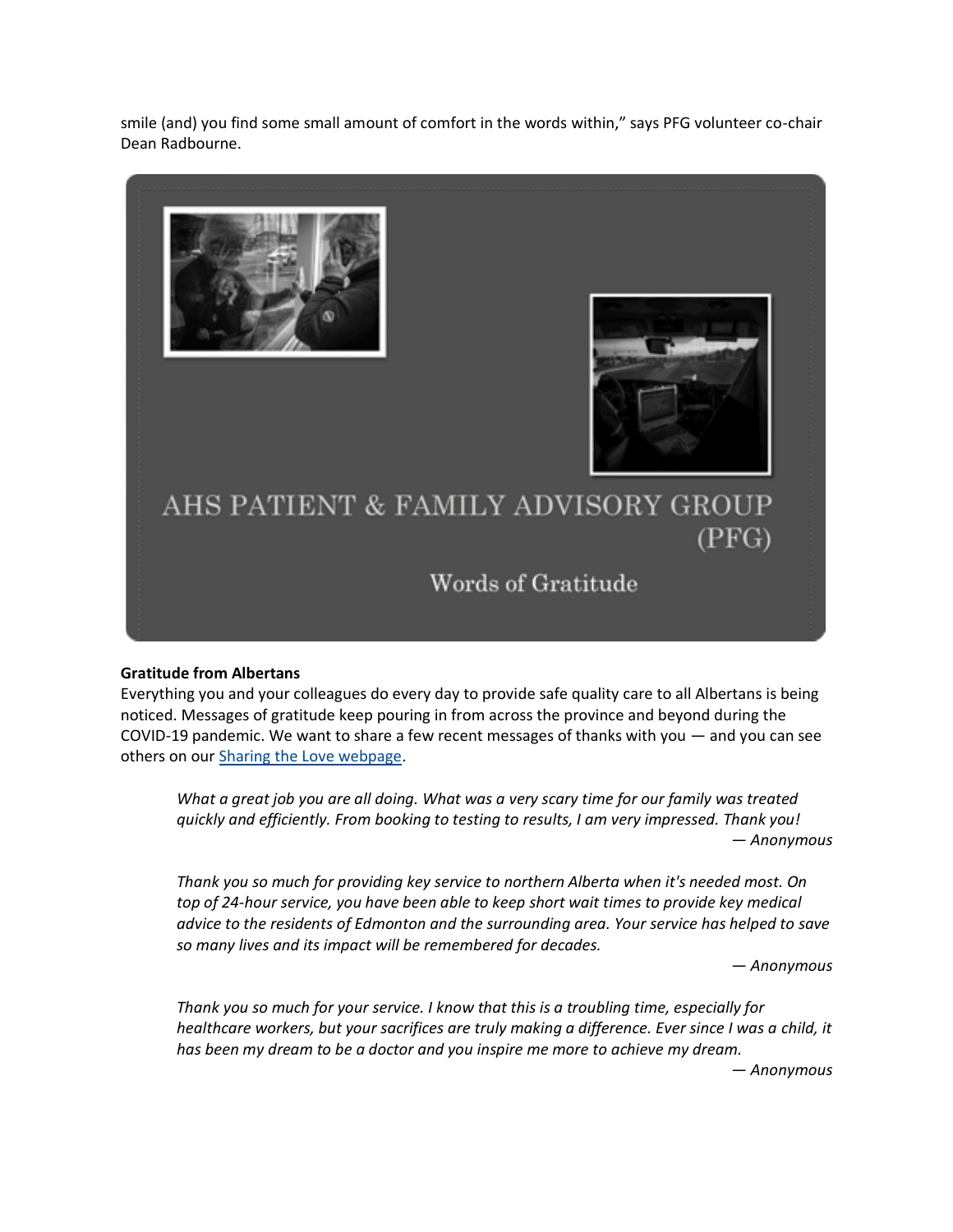smile (and) you find some small amount of comfort in the words within," says PFG volunteer co-chair Dean Radbourne.

AHS PATIENT & FAMILY ADVISORY GROUP (PFG)

Words of Gratitude

**Gratitude from Albertans**

Everything you and your colleagues do every day to provide safe quality care to all Albertans is being noticed. Messages of gratitude keep pouring in from across the province and beyond during the COVID-19 pandemic. We want to share a few recent messages of thanks with you — and you can see others on our Sharing the Love webpage.

> *What a great job you are all doing. What was a very scary time for our family was treated quickly and efficiently. From booking to testing to results, I am very impressed. Thank you!*
>
> *— Anonymous*

> *Thank you so much for providing key service to northern Alberta when it's needed most. On top of 24-hour service, you have been able to keep short wait times to provide key medical advice to the residents of Edmonton and the surrounding area. Your service has helped to save so many lives and its impact will be remembered for decades.*
>
> *— Anonymous*

> *Thank you so much for your service. I know that this is a troubling time, especially for healthcare workers, but your sacrifices are truly making a difference. Ever since I was a child, it has been my dream to be a doctor and you inspire me more to achieve my dream.*
>
> *— Anonymous*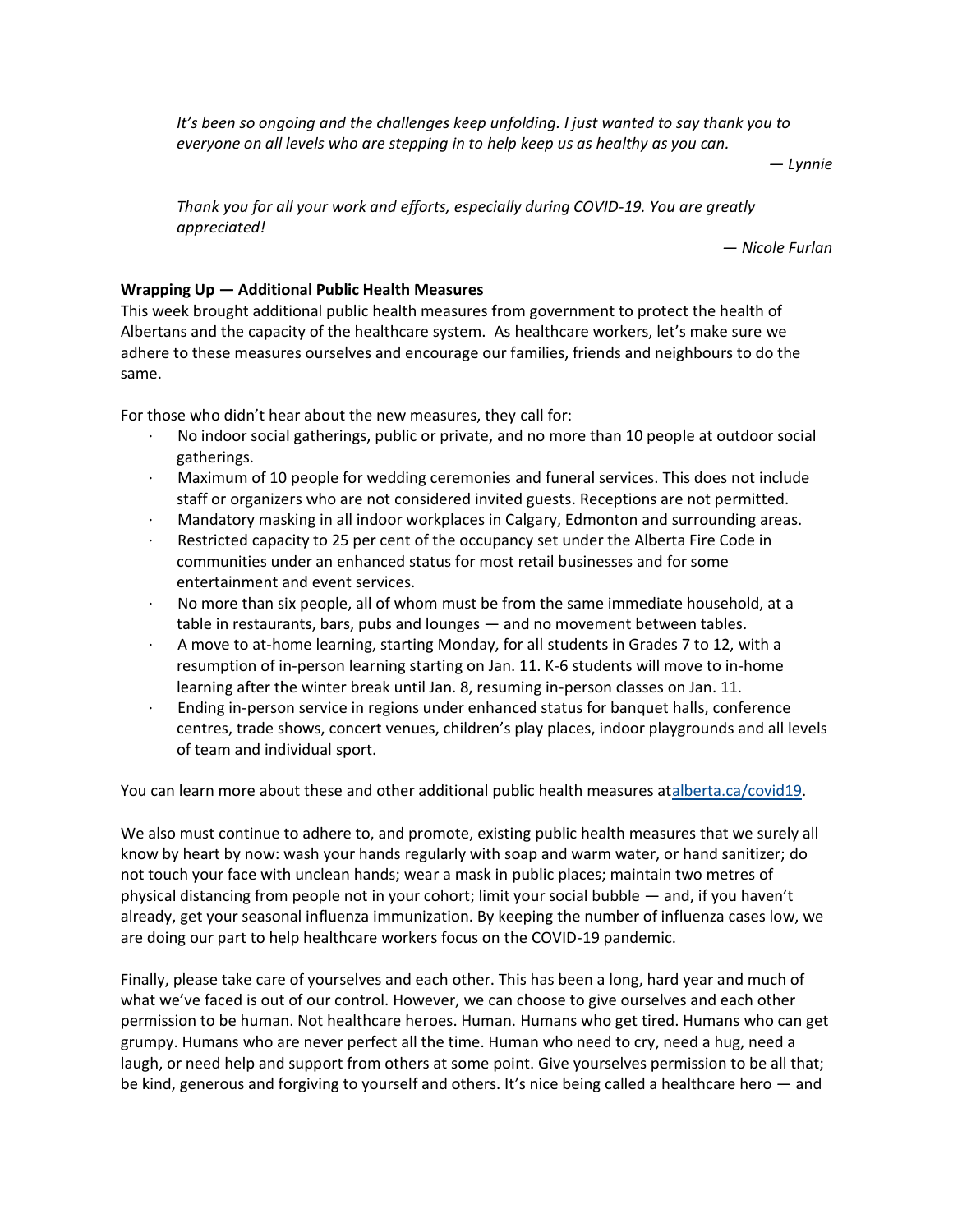*It's been so ongoing and the challenges keep unfolding. I just wanted to say thank you to everyone on all levels who are stepping in to help keep us as healthy as you can.*

— *Lynnie*

*Thank you for all your work and efforts, especially during COVID-19. You are greatly appreciated!*

— *Nicole Furlan*

**Wrapping Up — Additional Public Health Measures**

This week brought additional public health measures from government to protect the health of Albertans and the capacity of the healthcare system. As healthcare workers, let's make sure we adhere to these measures ourselves and encourage our families, friends and neighbours to do the same.

For those who didn't hear about the new measures, they call for:

- No indoor social gatherings, public or private, and no more than 10 people at outdoor social gatherings.
- Maximum of 10 people for wedding ceremonies and funeral services. This does not include staff or organizers who are not considered invited guests. Receptions are not permitted.
- Mandatory masking in all indoor workplaces in Calgary, Edmonton and surrounding areas.
- Restricted capacity to 25 per cent of the occupancy set under the Alberta Fire Code in communities under an enhanced status for most retail businesses and for some entertainment and event services.
- No more than six people, all of whom must be from the same immediate household, at a table in restaurants, bars, pubs and lounges — and no movement between tables.
- A move to at-home learning, starting Monday, for all students in Grades 7 to 12, with a resumption of in-person learning starting on Jan. 11. K-6 students will move to in-home learning after the winter break until Jan. 8, resuming in-person classes on Jan. 11.
- Ending in-person service in regions under enhanced status for banquet halls, conference centres, trade shows, concert venues, children's play places, indoor playgrounds and all levels of team and individual sport.

You can learn more about these and other additional public health measures atalberta.ca/covid19.

We also must continue to adhere to, and promote, existing public health measures that we surely all know by heart by now: wash your hands regularly with soap and warm water, or hand sanitizer; do not touch your face with unclean hands; wear a mask in public places; maintain two metres of physical distancing from people not in your cohort; limit your social bubble — and, if you haven't already, get your seasonal influenza immunization. By keeping the number of influenza cases low, we are doing our part to help healthcare workers focus on the COVID-19 pandemic.

Finally, please take care of yourselves and each other. This has been a long, hard year and much of what we've faced is out of our control. However, we can choose to give ourselves and each other permission to be human. Not healthcare heroes. Human. Humans who get tired. Humans who can get grumpy. Humans who are never perfect all the time. Human who need to cry, need a hug, need a laugh, or need help and support from others at some point. Give yourselves permission to be all that; be kind, generous and forgiving to yourself and others. It's nice being called a healthcare hero — and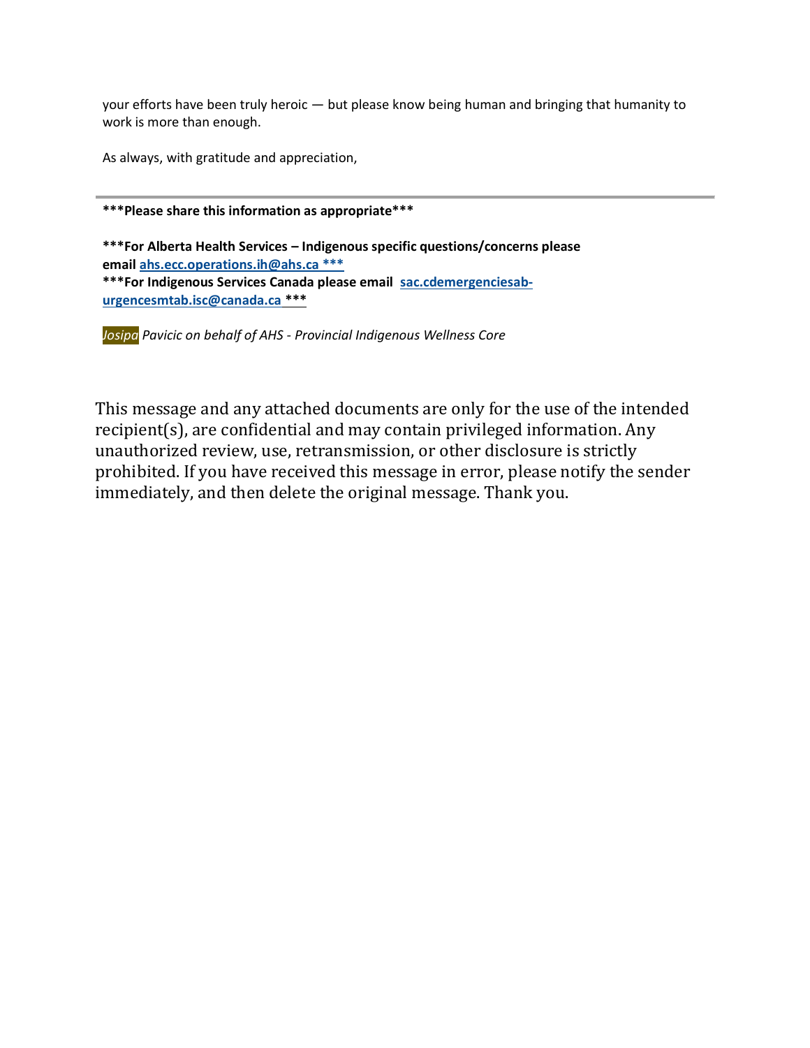your efforts have been truly heroic — but please know being human and bringing that humanity to work is more than enough.

As always, with gratitude and appreciation,

---

**\*\*\*Please share this information as appropriate\*\*\***

**\*\*\*For Alberta Health Services – Indigenous specific questions/concerns please email [ahs.ecc.operations.ih@ahs.ca \*\*\*](mailto:ahs.ecc.operations.ih@ahs.ca)**
**\*\*\*For Indigenous Services Canada please email [sac.cdemergenciesab-urgencesmtab.isc@canada.ca \*\*\*](mailto:sac.cdemergenciesab-urgencesmtab.isc@canada.ca)**

*Josipa Pavicic on behalf of AHS - Provincial Indigenous Wellness Core*

This message and any attached documents are only for the use of the intended recipient(s), are confidential and may contain privileged information. Any unauthorized review, use, retransmission, or other disclosure is strictly prohibited. If you have received this message in error, please notify the sender immediately, and then delete the original message. Thank you.